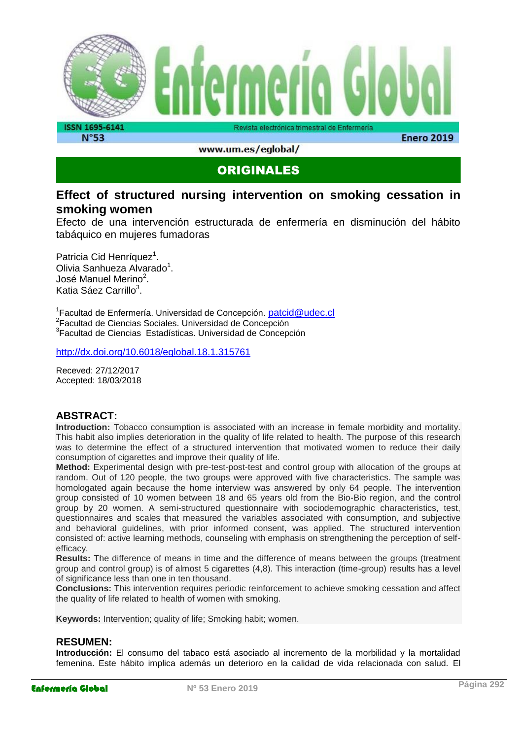## ORIGINALES

# Effect of structured nursing intervention on smoking cessation in smoking women

Efecto de una intervención estructurada de enfermería en disminución del hábito tabáquico en mujeres fumadoras

Patricia Cid Henríquez[1].
Olivia Sanhueza Alvarado[1].
José Manuel Merino[2].
Katia Sáez Carrillo[3].

[1]Facultad de Enfermería. Universidad de Concepción. patcid@udec.cl
[2]Facultad de Ciencias Sociales. Universidad de Concepción
[3]Facultad de Ciencias Estadísticas. Universidad de Concepción

http://dx.doi.org/10.6018/eglobal.18.1.315761

Receved: 27/12/2017
Accepted: 18/03/2018

## ABSTRACT:

**Introduction:** Tobacco consumption is associated with an increase in female morbidity and mortality. This habit also implies deterioration in the quality of life related to health. The purpose of this research was to determine the effect of a structured intervention that motivated women to reduce their daily consumption of cigarettes and improve their quality of life.

**Method:** Experimental design with pre-test-post-test and control group with allocation of the groups at random. Out of 120 people, the two groups were approved with five characteristics. The sample was homologated again because the home interview was answered by only 64 people. The intervention group consisted of 10 women between 18 and 65 years old from the Bio-Bio region, and the control group by 20 women. A semi-structured questionnaire with sociodemographic characteristics, test, questionnaires and scales that measured the variables associated with consumption, and subjective and behavioral guidelines, with prior informed consent, was applied. The structured intervention consisted of: active learning methods, counseling with emphasis on strengthening the perception of self-efficacy.

**Results:** The difference of means in time and the difference of means between the groups (treatment group and control group) is of almost 5 cigarettes (4,8). This interaction (time-group) results has a level of significance less than one in ten thousand.

**Conclusions:** This intervention requires periodic reinforcement to achieve smoking cessation and affect the quality of life related to health of women with smoking.

**Keywords:** Intervention; quality of life; Smoking habit; women.

## RESUMEN:

**Introducción:** El consumo del tabaco está asociado al incremento de la morbilidad y la mortalidad femenina. Este hábito implica además un deterioro en la calidad de vida relacionada con salud. El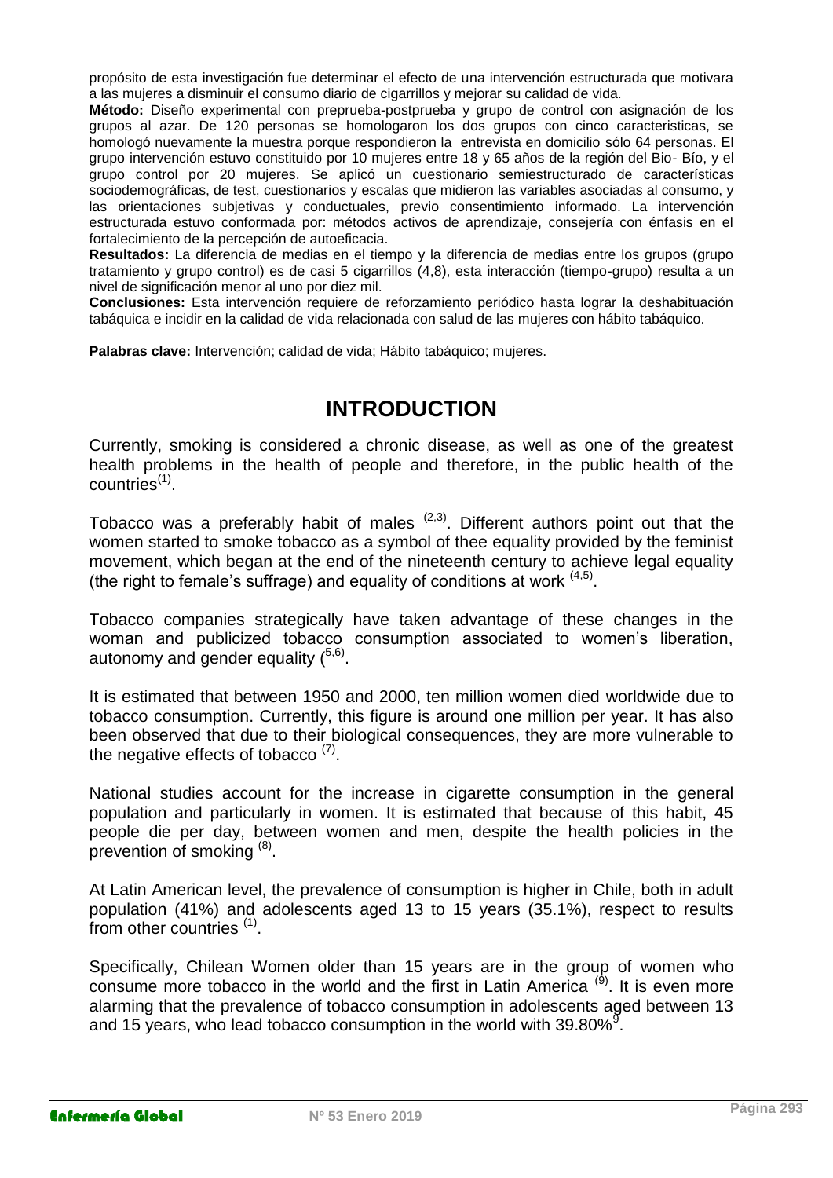propósito de esta investigación fue determinar el efecto de una intervención estructurada que motivara a las mujeres a disminuir el consumo diario de cigarrillos y mejorar su calidad de vida.

**Método:** Diseño experimental con preprueba-postprueba y grupo de control con asignación de los grupos al azar. De 120 personas se homologaron los dos grupos con cinco caracteristicas, se homologó nuevamente la muestra porque respondieron la entrevista en domicilio sólo 64 personas. El grupo intervención estuvo constituido por 10 mujeres entre 18 y 65 años de la región del Bio- Bío, y el grupo control por 20 mujeres. Se aplicó un cuestionario semiestructurado de características sociodemográficas, de test, cuestionarios y escalas que midieron las variables asociadas al consumo, y las orientaciones subjetivas y conductuales, previo consentimiento informado. La intervención estructurada estuvo conformada por: métodos activos de aprendizaje, consejería con énfasis en el fortalecimiento de la percepción de autoeficacia.

**Resultados:** La diferencia de medias en el tiempo y la diferencia de medias entre los grupos (grupo tratamiento y grupo control) es de casi 5 cigarrillos (4,8), esta interacción (tiempo-grupo) resulta a un nivel de significación menor al uno por diez mil.

**Conclusiones:** Esta intervención requiere de reforzamiento periódico hasta lograr la deshabituación tabáquica e incidir en la calidad de vida relacionada con salud de las mujeres con hábito tabáquico.

**Palabras clave:** Intervención; calidad de vida; Hábito tabáquico; mujeres.

## INTRODUCTION

Currently, smoking is considered a chronic disease, as well as one of the greatest health problems in the health of people and therefore, in the public health of the countries[1].

Tobacco was a preferably habit of males [2,3]. Different authors point out that the women started to smoke tobacco as a symbol of thee equality provided by the feminist movement, which began at the end of the nineteenth century to achieve legal equality (the right to female's suffrage) and equality of conditions at work [4,5].

Tobacco companies strategically have taken advantage of these changes in the woman and publicized tobacco consumption associated to women's liberation, autonomy and gender equality ([5,6].

It is estimated that between 1950 and 2000, ten million women died worldwide due to tobacco consumption. Currently, this figure is around one million per year. It has also been observed that due to their biological consequences, they are more vulnerable to the negative effects of tobacco [7].

National studies account for the increase in cigarette consumption in the general population and particularly in women. It is estimated that because of this habit, 45 people die per day, between women and men, despite the health policies in the prevention of smoking [8].

At Latin American level, the prevalence of consumption is higher in Chile, both in adult population (41%) and adolescents aged 13 to 15 years (35.1%), respect to results from other countries [1].

Specifically, Chilean Women older than 15 years are in the group of women who consume more tobacco in the world and the first in Latin America [9]. It is even more alarming that the prevalence of tobacco consumption in adolescents aged between 13 and 15 years, who lead tobacco consumption in the world with 39.80%[9].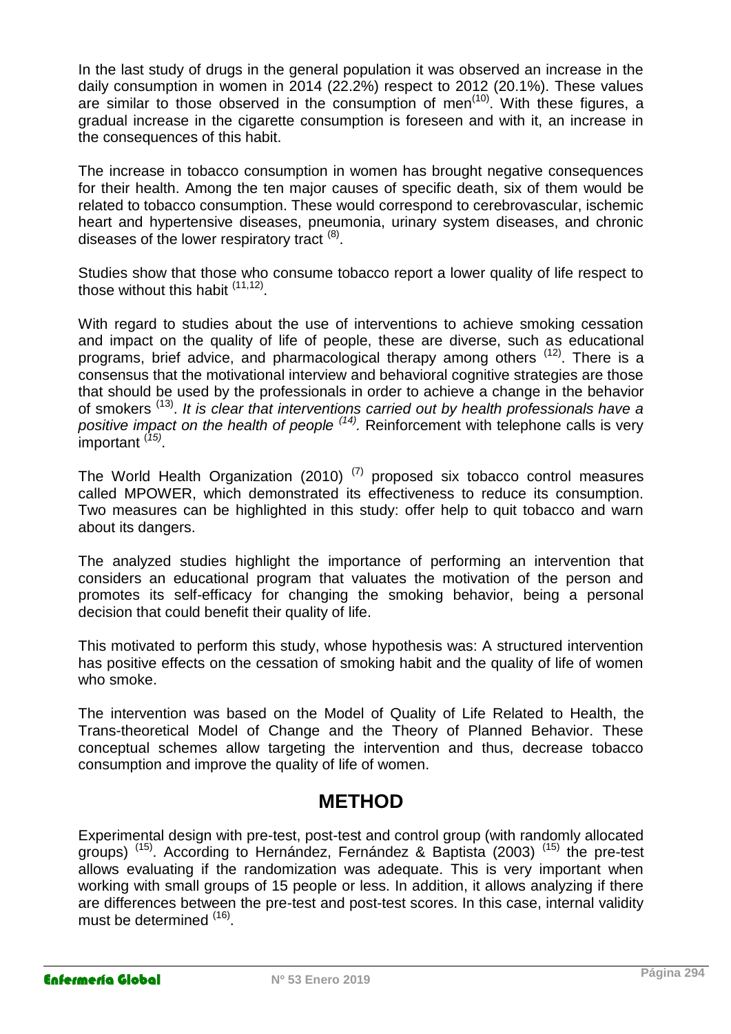In the last study of drugs in the general population it was observed an increase in the daily consumption in women in 2014 (22.2%) respect to 2012 (20.1%). These values are similar to those observed in the consumption of men[10]. With these figures, a gradual increase in the cigarette consumption is foreseen and with it, an increase in the consequences of this habit.

The increase in tobacco consumption in women has brought negative consequences for their health. Among the ten major causes of specific death, six of them would be related to tobacco consumption. These would correspond to cerebrovascular, ischemic heart and hypertensive diseases, pneumonia, urinary system diseases, and chronic diseases of the lower respiratory tract [8].

Studies show that those who consume tobacco report a lower quality of life respect to those without this habit [11,12].

With regard to studies about the use of interventions to achieve smoking cessation and impact on the quality of life of people, these are diverse, such as educational programs, brief advice, and pharmacological therapy among others [12]. There is a consensus that the motivational interview and behavioral cognitive strategies are those that should be used by the professionals in order to achieve a change in the behavior of smokers [13]. *It is clear that interventions carried out by health professionals have a positive impact on the health of people [14].* Reinforcement with telephone calls is very important [15].

The World Health Organization (2010) [7] proposed six tobacco control measures called MPOWER, which demonstrated its effectiveness to reduce its consumption. Two measures can be highlighted in this study: offer help to quit tobacco and warn about its dangers.

The analyzed studies highlight the importance of performing an intervention that considers an educational program that valuates the motivation of the person and promotes its self-efficacy for changing the smoking behavior, being a personal decision that could benefit their quality of life.

This motivated to perform this study, whose hypothesis was: A structured intervention has positive effects on the cessation of smoking habit and the quality of life of women who smoke.

The intervention was based on the Model of Quality of Life Related to Health, the Trans-theoretical Model of Change and the Theory of Planned Behavior. These conceptual schemes allow targeting the intervention and thus, decrease tobacco consumption and improve the quality of life of women.

## METHOD

Experimental design with pre-test, post-test and control group (with randomly allocated groups) [15]. According to Hernández, Fernández & Baptista (2003) [15] the pre-test allows evaluating if the randomization was adequate. This is very important when working with small groups of 15 people or less. In addition, it allows analyzing if there are differences between the pre-test and post-test scores. In this case, internal validity must be determined [16].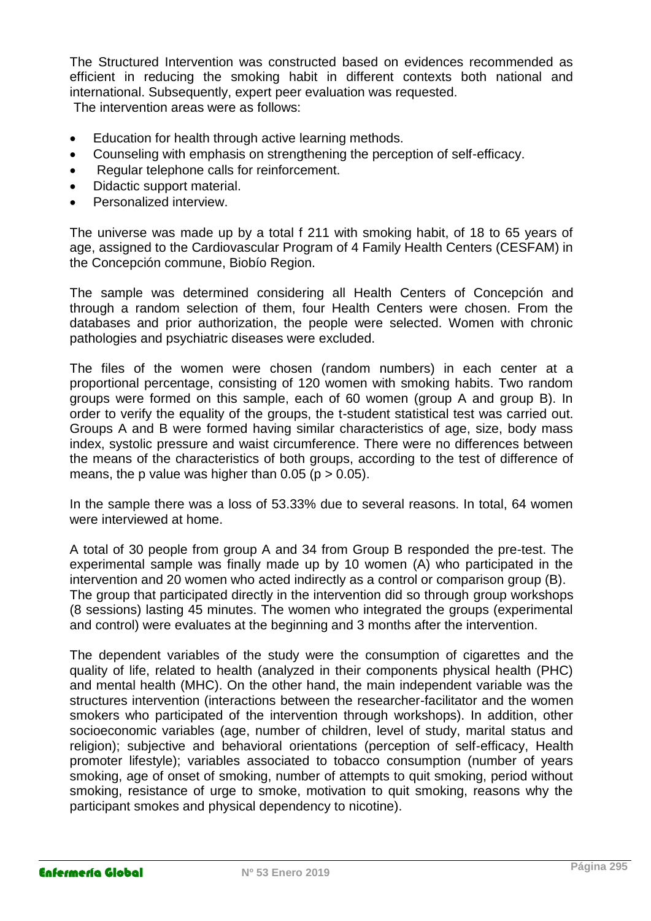The Structured Intervention was constructed based on evidences recommended as efficient in reducing the smoking habit in different contexts both national and international. Subsequently, expert peer evaluation was requested.
The intervention areas were as follows:

- Education for health through active learning methods.
- Counseling with emphasis on strengthening the perception of self-efficacy.
- Regular telephone calls for reinforcement.
- Didactic support material.
- Personalized interview.

The universe was made up by a total f 211 with smoking habit, of 18 to 65 years of age, assigned to the Cardiovascular Program of 4 Family Health Centers (CESFAM) in the Concepción commune, Biobío Region.

The sample was determined considering all Health Centers of Concepción and through a random selection of them, four Health Centers were chosen. From the databases and prior authorization, the people were selected. Women with chronic pathologies and psychiatric diseases were excluded.

The files of the women were chosen (random numbers) in each center at a proportional percentage, consisting of 120 women with smoking habits. Two random groups were formed on this sample, each of 60 women (group A and group B). In order to verify the equality of the groups, the t-student statistical test was carried out. Groups A and B were formed having similar characteristics of age, size, body mass index, systolic pressure and waist circumference. There were no differences between the means of the characteristics of both groups, according to the test of difference of means, the p value was higher than 0.05 ($p > 0.05$).

In the sample there was a loss of 53.33% due to several reasons. In total, 64 women were interviewed at home.

A total of 30 people from group A and 34 from Group B responded the pre-test. The experimental sample was finally made up by 10 women (A) who participated in the intervention and 20 women who acted indirectly as a control or comparison group (B).
The group that participated directly in the intervention did so through group workshops (8 sessions) lasting 45 minutes. The women who integrated the groups (experimental and control) were evaluates at the beginning and 3 months after the intervention.

The dependent variables of the study were the consumption of cigarettes and the quality of life, related to health (analyzed in their components physical health (PHC) and mental health (MHC). On the other hand, the main independent variable was the structures intervention (interactions between the researcher-facilitator and the women smokers who participated of the intervention through workshops). In addition, other socioeconomic variables (age, number of children, level of study, marital status and religion); subjective and behavioral orientations (perception of self-efficacy, Health promoter lifestyle); variables associated to tobacco consumption (number of years smoking, age of onset of smoking, number of attempts to quit smoking, period without smoking, resistance of urge to smoke, motivation to quit smoking, reasons why the participant smokes and physical dependency to nicotine).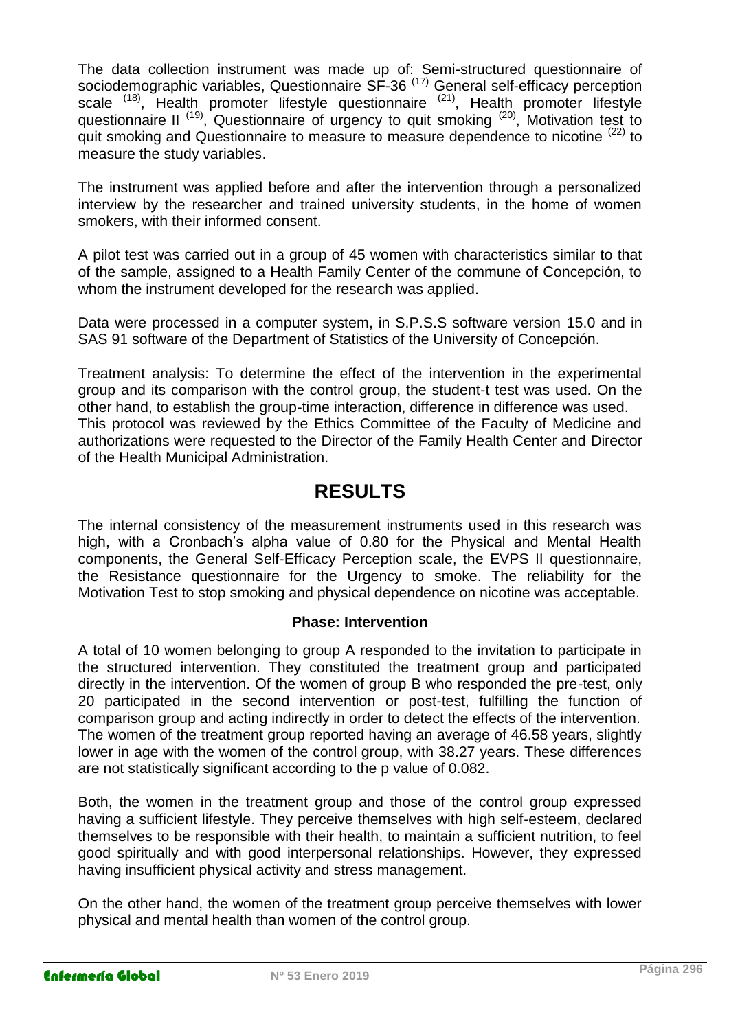The data collection instrument was made up of: Semi-structured questionnaire of sociodemographic variables, Questionnaire SF-36 [17] General self-efficacy perception scale [18], Health promoter lifestyle questionnaire [21], Health promoter lifestyle questionnaire II [19], Questionnaire of urgency to quit smoking [20], Motivation test to quit smoking and Questionnaire to measure to measure dependence to nicotine [22] to measure the study variables.

The instrument was applied before and after the intervention through a personalized interview by the researcher and trained university students, in the home of women smokers, with their informed consent.

A pilot test was carried out in a group of 45 women with characteristics similar to that of the sample, assigned to a Health Family Center of the commune of Concepción, to whom the instrument developed for the research was applied.

Data were processed in a computer system, in S.P.S.S software version 15.0 and in SAS 91 software of the Department of Statistics of the University of Concepción.

Treatment analysis: To determine the effect of the intervention in the experimental group and its comparison with the control group, the student-t test was used. On the other hand, to establish the group-time interaction, difference in difference was used.
This protocol was reviewed by the Ethics Committee of the Faculty of Medicine and authorizations were requested to the Director of the Family Health Center and Director of the Health Municipal Administration.

# RESULTS

The internal consistency of the measurement instruments used in this research was high, with a Cronbach's alpha value of 0.80 for the Physical and Mental Health components, the General Self-Efficacy Perception scale, the EVPS II questionnaire, the Resistance questionnaire for the Urgency to smoke. The reliability for the Motivation Test to stop smoking and physical dependence on nicotine was acceptable.

**Phase: Intervention**

A total of 10 women belonging to group A responded to the invitation to participate in the structured intervention. They constituted the treatment group and participated directly in the intervention. Of the women of group B who responded the pre-test, only 20 participated in the second intervention or post-test, fulfilling the function of comparison group and acting indirectly in order to detect the effects of the intervention. The women of the treatment group reported having an average of 46.58 years, slightly lower in age with the women of the control group, with 38.27 years. These differences are not statistically significant according to the p value of 0.082.

Both, the women in the treatment group and those of the control group expressed having a sufficient lifestyle. They perceive themselves with high self-esteem, declared themselves to be responsible with their health, to maintain a sufficient nutrition, to feel good spiritually and with good interpersonal relationships. However, they expressed having insufficient physical activity and stress management.

On the other hand, the women of the treatment group perceive themselves with lower physical and mental health than women of the control group.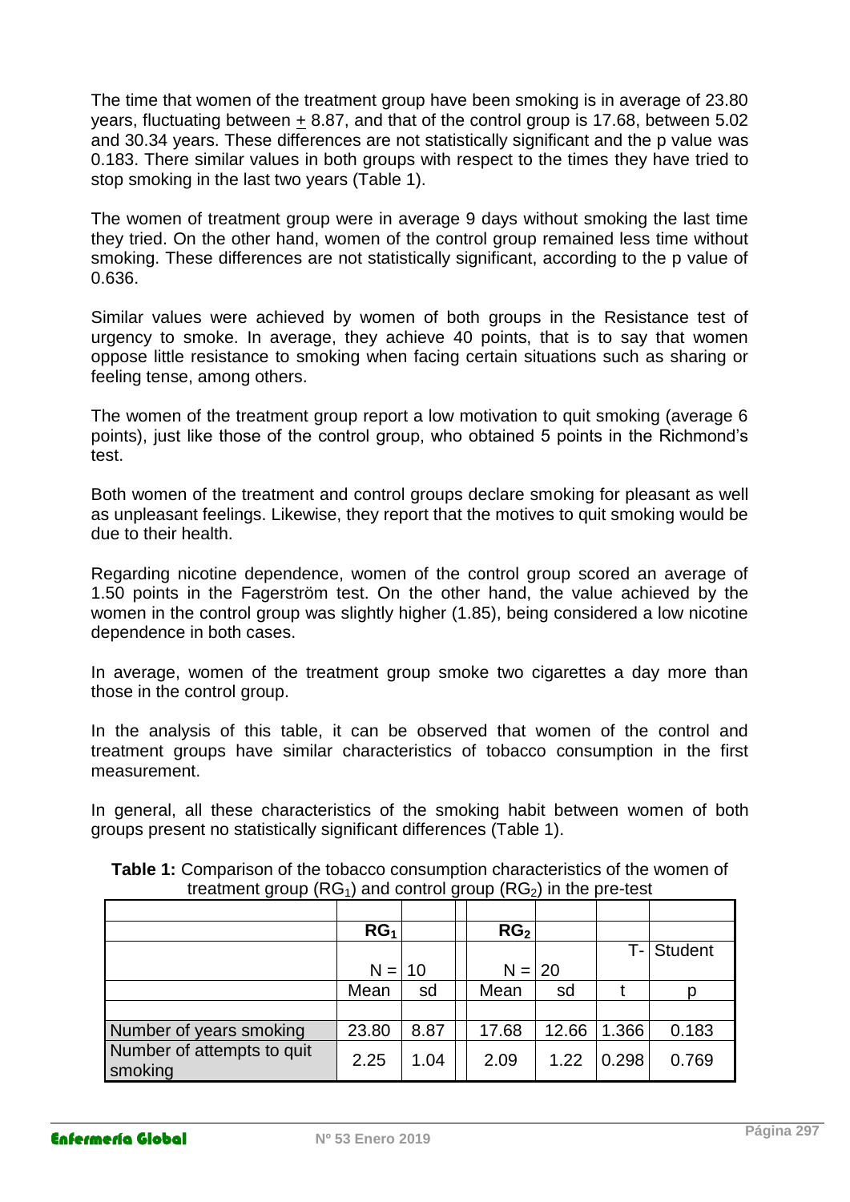The time that women of the treatment group have been smoking is in average of 23.80 years, fluctuating between ± 8.87, and that of the control group is 17.68, between 5.02 and 30.34 years. These differences are not statistically significant and the p value was 0.183. There similar values in both groups with respect to the times they have tried to stop smoking in the last two years (Table 1).

The women of treatment group were in average 9 days without smoking the last time they tried. On the other hand, women of the control group remained less time without smoking. These differences are not statistically significant, according to the p value of 0.636.

Similar values were achieved by women of both groups in the Resistance test of urgency to smoke. In average, they achieve 40 points, that is to say that women oppose little resistance to smoking when facing certain situations such as sharing or feeling tense, among others.

The women of the treatment group report a low motivation to quit smoking (average 6 points), just like those of the control group, who obtained 5 points in the Richmond's test.

Both women of the treatment and control groups declare smoking for pleasant as well as unpleasant feelings. Likewise, they report that the motives to quit smoking would be due to their health.

Regarding nicotine dependence, women of the control group scored an average of 1.50 points in the Fagerström test. On the other hand, the value achieved by the women in the control group was slightly higher (1.85), being considered a low nicotine dependence in both cases.

In average, women of the treatment group smoke two cigarettes a day more than those in the control group.

In the analysis of this table, it can be observed that women of the control and treatment groups have similar characteristics of tobacco consumption in the first measurement.

In general, all these characteristics of the smoking habit between women of both groups present no statistically significant differences (Table 1).

**Table 1:** Comparison of the tobacco consumption characteristics of the women of treatment group ($RG_1$) and control group ($RG_2$) in the pre-test

| | $RG_1$ | | | $RG_2$ | | | |
|---|---|---|---|---|---|---|---|
| | N = | 10 | | N = | 20 | T- | Student |
| | Mean | sd | | Mean | sd | t | p |
| Number of years smoking | 23.80 | 8.87 | | 17.68 | 12.66 | 1.366 | 0.183 |
| Number of attempts to quit smoking | 2.25 | 1.04 | | 2.09 | 1.22 | 0.298 | 0.769 |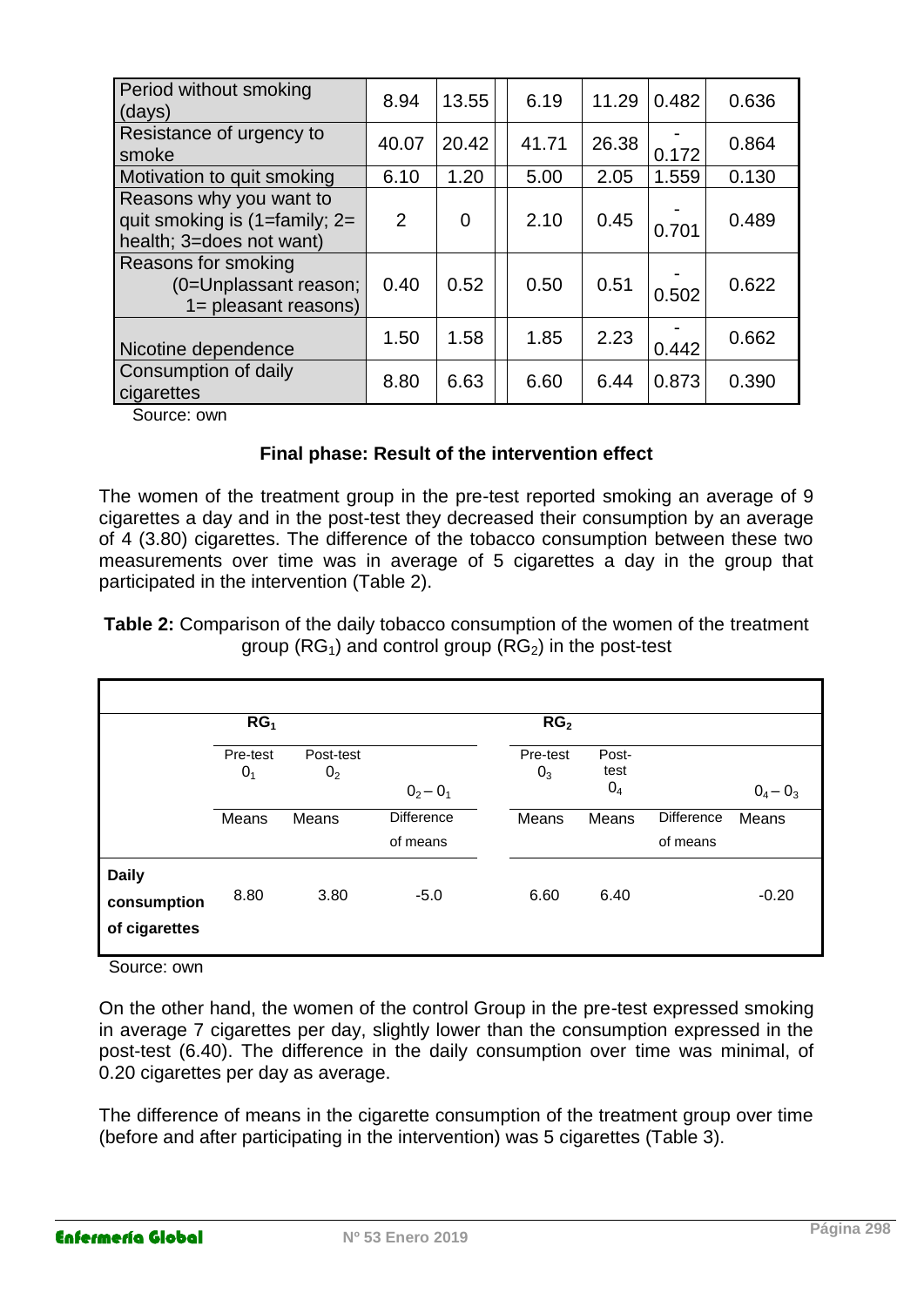| | | | | | | |
|---|---|---|---|---|---|---|
| Period without smoking (days) | 8.94 | 13.55 | 6.19 | 11.29 | 0.482 | 0.636 |
| Resistance of urgency to smoke | 40.07 | 20.42 | 41.71 | 26.38 | -0.172 | 0.864 |
| Motivation to quit smoking | 6.10 | 1.20 | 5.00 | 2.05 | 1.559 | 0.130 |
| Reasons why you want to quit smoking is (1=family; 2= health; 3=does not want) | 2 | 0 | 2.10 | 0.45 | -0.701 | 0.489 |
| Reasons for smoking (0=Unplassant reason; 1= pleasant reasons) | 0.40 | 0.52 | 0.50 | 0.51 | -0.502 | 0.622 |
| Nicotine dependence | 1.50 | 1.58 | 1.85 | 2.23 | -0.442 | 0.662 |
| Consumption of daily cigarettes | 8.80 | 6.63 | 6.60 | 6.44 | 0.873 | 0.390 |

Source: own

### Final phase: Result of the intervention effect

The women of the treatment group in the pre-test reported smoking an average of 9 cigarettes a day and in the post-test they decreased their consumption by an average of 4 (3.80) cigarettes. The difference of the tobacco consumption between these two measurements over time was in average of 5 cigarettes a day in the group that participated in the intervention (Table 2).

**Table 2:** Comparison of the daily tobacco consumption of the women of the treatment group ($RG_1$) and control group ($RG_2$) in the post-test

| | $RG_1$ | | | $RG_2$ | | | |
|---|---|---|---|---|---|---|---|
| | Pre-test $0_1$ | Post-test $0_2$ | $0_2 - 0_1$ | Pre-test $0_3$ | Post-test $0_4$ | | $0_4 - 0_3$ |
| | Means | Means | Difference of means | Means | Means | Difference of means | Means |
| **Daily consumption of cigarettes** | 8.80 | 3.80 | -5.0 | 6.60 | 6.40 | | -0.20 |

Source: own

On the other hand, the women of the control Group in the pre-test expressed smoking in average 7 cigarettes per day, slightly lower than the consumption expressed in the post-test (6.40). The difference in the daily consumption over time was minimal, of 0.20 cigarettes per day as average.

The difference of means in the cigarette consumption of the treatment group over time (before and after participating in the intervention) was 5 cigarettes (Table 3).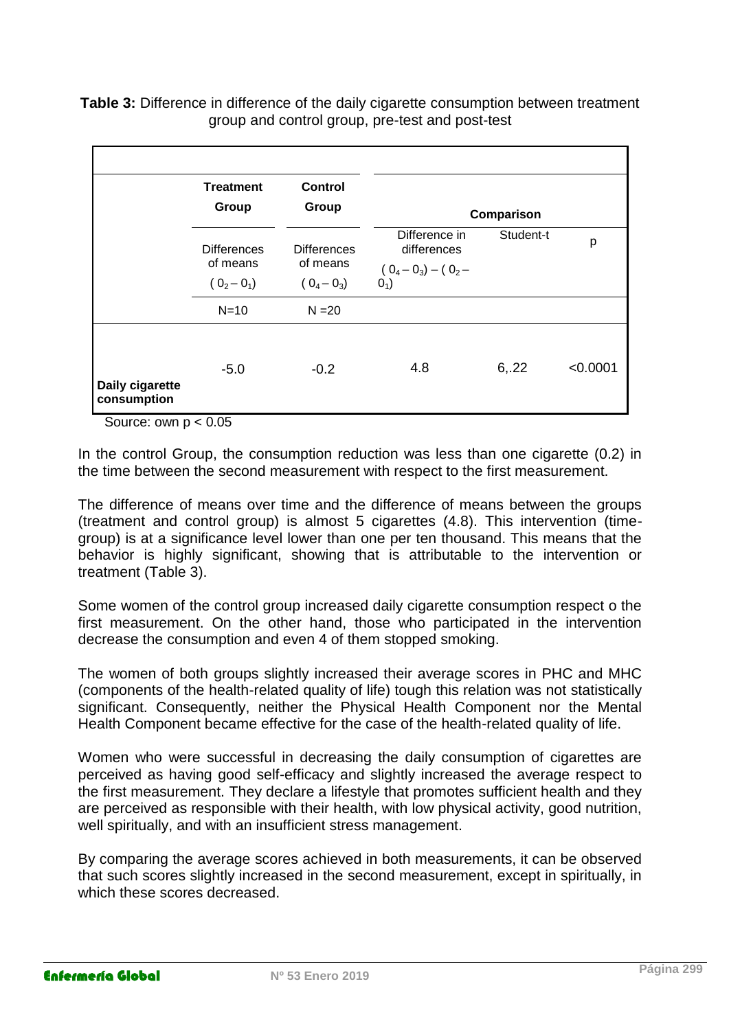**Table 3:** Difference in difference of the daily cigarette consumption between treatment group and control group, pre-test and post-test

| | Treatment Group | Control Group | Comparison | | |
|---|---|---|---|---|---|
| | Differences of means $(0_2 - 0_1)$ | Differences of means $(0_4 - 0_3)$ | Difference in differences $(0_4 - 0_3) - (0_2 - 0_1)$ | Student-t | p |
| | N=10 | N =20 | | | |
| **Daily cigarette consumption** | -5.0 | -0.2 | 4.8 | 6,.22 | <0.0001 |

Source: own $p < 0.05$

In the control Group, the consumption reduction was less than one cigarette (0.2) in the time between the second measurement with respect to the first measurement.

The difference of means over time and the difference of means between the groups (treatment and control group) is almost 5 cigarettes (4.8). This intervention (time-group) is at a significance level lower than one per ten thousand. This means that the behavior is highly significant, showing that is attributable to the intervention or treatment (Table 3).

Some women of the control group increased daily cigarette consumption respect o the first measurement. On the other hand, those who participated in the intervention decrease the consumption and even 4 of them stopped smoking.

The women of both groups slightly increased their average scores in PHC and MHC (components of the health-related quality of life) tough this relation was not statistically significant. Consequently, neither the Physical Health Component nor the Mental Health Component became effective for the case of the health-related quality of life.

Women who were successful in decreasing the daily consumption of cigarettes are perceived as having good self-efficacy and slightly increased the average respect to the first measurement. They declare a lifestyle that promotes sufficient health and they are perceived as responsible with their health, with low physical activity, good nutrition, well spiritually, and with an insufficient stress management.

By comparing the average scores achieved in both measurements, it can be observed that such scores slightly increased in the second measurement, except in spiritually, in which these scores decreased.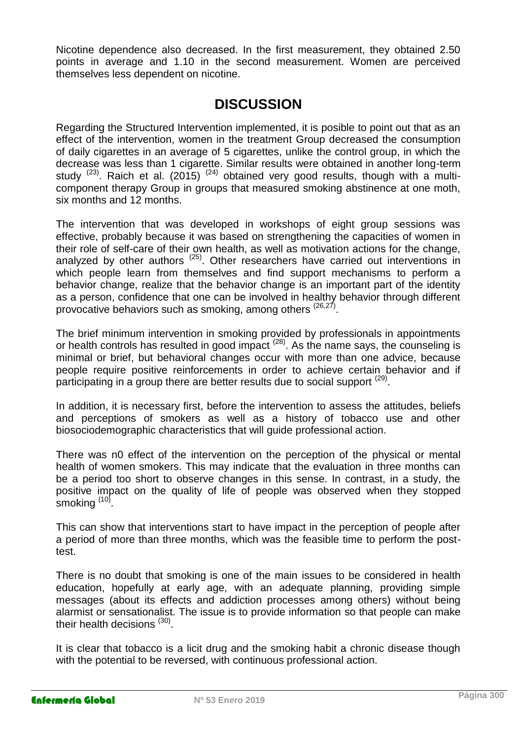Nicotine dependence also decreased. In the first measurement, they obtained 2.50 points in average and 1.10 in the second measurement. Women are perceived themselves less dependent on nicotine.

# DISCUSSION

Regarding the Structured Intervention implemented, it is posible to point out that as an effect of the intervention, women in the treatment Group decreased the consumption of daily cigarettes in an average of 5 cigarettes, unlike the control group, in which the decrease was less than 1 cigarette. Similar results were obtained in another long-term study [23]. Raich et al. (2015) [24] obtained very good results, though with a multi-component therapy Group in groups that measured smoking abstinence at one moth, six months and 12 months.

The intervention that was developed in workshops of eight group sessions was effective, probably because it was based on strengthening the capacities of women in their role of self-care of their own health, as well as motivation actions for the change, analyzed by other authors [25]. Other researchers have carried out interventions in which people learn from themselves and find support mechanisms to perform a behavior change, realize that the behavior change is an important part of the identity as a person, confidence that one can be involved in healthy behavior through different provocative behaviors such as smoking, among others [26,27].

The brief minimum intervention in smoking provided by professionals in appointments or health controls has resulted in good impact [28]. As the name says, the counseling is minimal or brief, but behavioral changes occur with more than one advice, because people require positive reinforcements in order to achieve certain behavior and if participating in a group there are better results due to social support [29].

In addition, it is necessary first, before the intervention to assess the attitudes, beliefs and perceptions of smokers as well as a history of tobacco use and other biosociodemographic characteristics that will guide professional action.

There was n0 effect of the intervention on the perception of the physical or mental health of women smokers. This may indicate that the evaluation in three months can be a period too short to observe changes in this sense. In contrast, in a study, the positive impact on the quality of life of people was observed when they stopped smoking [10].

This can show that interventions start to have impact in the perception of people after a period of more than three months, which was the feasible time to perform the post-test.

There is no doubt that smoking is one of the main issues to be considered in health education, hopefully at early age, with an adequate planning, providing simple messages (about its effects and addiction processes among others) without being alarmist or sensationalist. The issue is to provide information so that people can make their health decisions [30].

It is clear that tobacco is a licit drug and the smoking habit a chronic disease though with the potential to be reversed, with continuous professional action.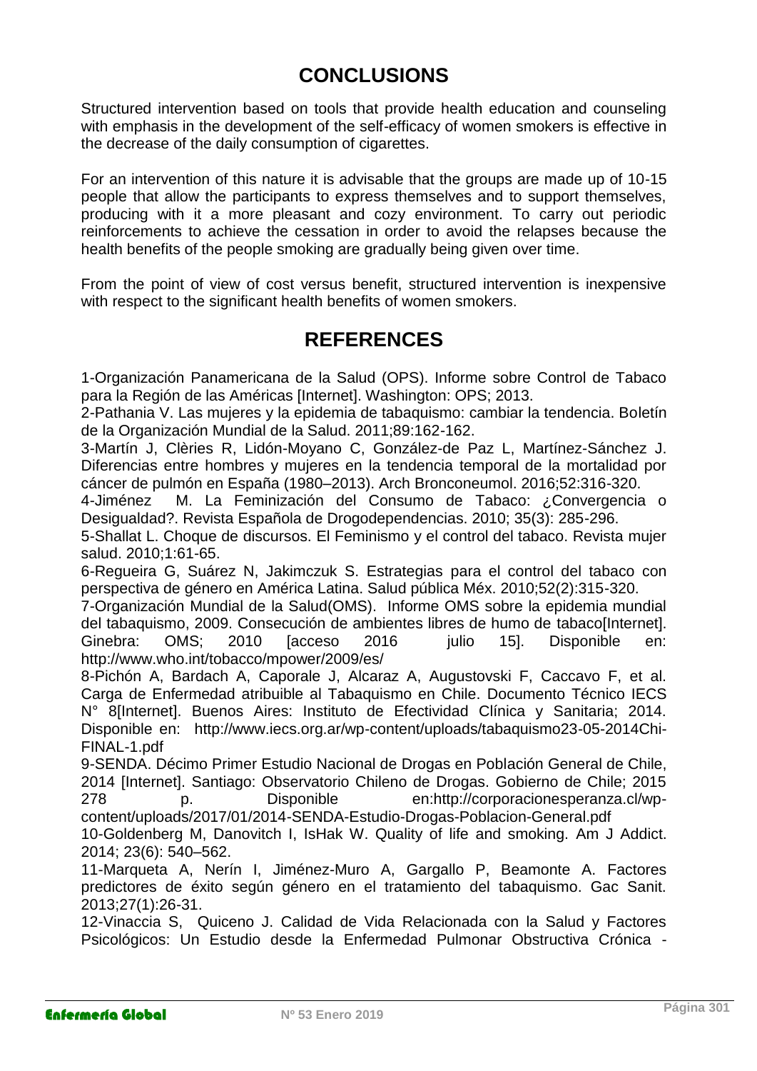# CONCLUSIONS

Structured intervention based on tools that provide health education and counseling with emphasis in the development of the self-efficacy of women smokers is effective in the decrease of the daily consumption of cigarettes.

For an intervention of this nature it is advisable that the groups are made up of 10-15 people that allow the participants to express themselves and to support themselves, producing with it a more pleasant and cozy environment. To carry out periodic reinforcements to achieve the cessation in order to avoid the relapses because the health benefits of the people smoking are gradually being given over time.

From the point of view of cost versus benefit, structured intervention is inexpensive with respect to the significant health benefits of women smokers.

# REFERENCES

1-Organización Panamericana de la Salud (OPS). Informe sobre Control de Tabaco para la Región de las Américas [Internet]. Washington: OPS; 2013.

2-Pathania V. Las mujeres y la epidemia de tabaquismo: cambiar la tendencia. Boletín de la Organización Mundial de la Salud. 2011;89:162-162.

3-Martín J, Clèries R, Lidón-Moyano C, González-de Paz L, Martínez-Sánchez J. Diferencias entre hombres y mujeres en la tendencia temporal de la mortalidad por cáncer de pulmón en España (1980–2013). Arch Bronconeumol. 2016;52:316-320.

4-Jiménez M. La Feminización del Consumo de Tabaco: ¿Convergencia o Desigualdad?. Revista Española de Drogodependencias. 2010; 35(3): 285-296.

5-Shallat L. Choque de discursos. El Feminismo y el control del tabaco. Revista mujer salud. 2010;1:61-65.

6-Regueira G, Suárez N, Jakimczuk S. Estrategias para el control del tabaco con perspectiva de género en América Latina. Salud pública Méx. 2010;52(2):315-320.

7-Organización Mundial de la Salud(OMS). Informe OMS sobre la epidemia mundial del tabaquismo, 2009. Consecución de ambientes libres de humo de tabaco[Internet]. Ginebra: OMS; 2010 [acceso 2016 julio 15]. Disponible en: http://www.who.int/tobacco/mpower/2009/es/

8-Pichón A, Bardach A, Caporale J, Alcaraz A, Augustovski F, Caccavo F, et al. Carga de Enfermedad atribuible al Tabaquismo en Chile. Documento Técnico IECS N° 8[Internet]. Buenos Aires: Instituto de Efectividad Clínica y Sanitaria; 2014. Disponible en: http://www.iecs.org.ar/wp-content/uploads/tabaquismo23-05-2014Chi-FINAL-1.pdf

9-SENDA. Décimo Primer Estudio Nacional de Drogas en Población General de Chile, 2014 [Internet]. Santiago: Observatorio Chileno de Drogas. Gobierno de Chile; 2015 278 p. Disponible en:http://corporacionesperanza.cl/wp-content/uploads/2017/01/2014-SENDA-Estudio-Drogas-Poblacion-General.pdf

10-Goldenberg M, Danovitch I, IsHak W. Quality of life and smoking. Am J Addict. 2014; 23(6): 540–562.

11-Marqueta A, Nerín I, Jiménez-Muro A, Gargallo P, Beamonte A. Factores predictores de éxito según género en el tratamiento del tabaquismo. Gac Sanit. 2013;27(1):26-31.

12-Vinaccia S, Quiceno J. Calidad de Vida Relacionada con la Salud y Factores Psicológicos: Un Estudio desde la Enfermedad Pulmonar Obstructiva Crónica -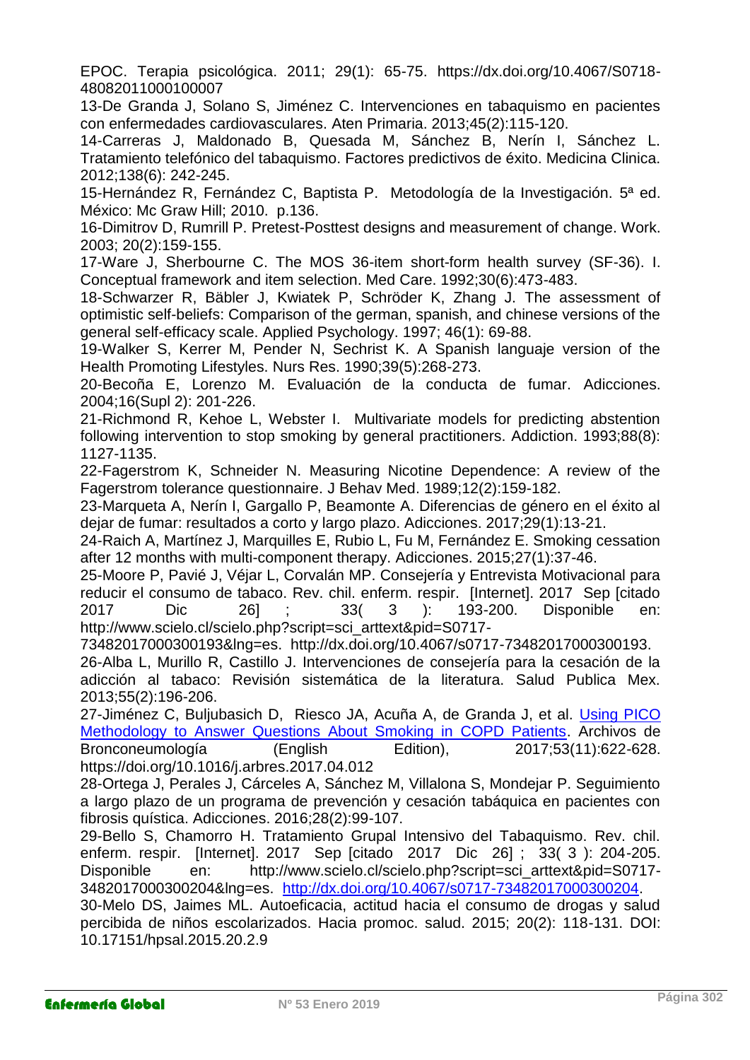EPOC. Terapia psicológica. 2011; 29(1): 65-75. https://dx.doi.org/10.4067/S0718-48082011000100007

13-De Granda J, Solano S, Jiménez C. Intervenciones en tabaquismo en pacientes con enfermedades cardiovasculares. Aten Primaria. 2013;45(2):115-120.

14-Carreras J, Maldonado B, Quesada M, Sánchez B, Nerín I, Sánchez L. Tratamiento telefónico del tabaquismo. Factores predictivos de éxito. Medicina Clinica. 2012;138(6): 242-245.

15-Hernández R, Fernández C, Baptista P. Metodología de la Investigación. 5ª ed. México: Mc Graw Hill; 2010. p.136.

16-Dimitrov D, Rumrill P. Pretest-Posttest designs and measurement of change. Work. 2003; 20(2):159-155.

17-Ware J, Sherbourne C. The MOS 36-item short-form health survey (SF-36). I. Conceptual framework and item selection. Med Care. 1992;30(6):473-483.

18-Schwarzer R, Bäbler J, Kwiatek P, Schröder K, Zhang J. The assessment of optimistic self-beliefs: Comparison of the german, spanish, and chinese versions of the general self-efficacy scale. Applied Psychology. 1997; 46(1): 69-88.

19-Walker S, Kerrer M, Pender N, Sechrist K. A Spanish languaje version of the Health Promoting Lifestyles. Nurs Res. 1990;39(5):268-273.

20-Becoña E, Lorenzo M. Evaluación de la conducta de fumar. Adicciones. 2004;16(Supl 2): 201-226.

21-Richmond R, Kehoe L, Webster I. Multivariate models for predicting abstention following intervention to stop smoking by general practitioners. Addiction. 1993;88(8): 1127-1135.

22-Fagerstrom K, Schneider N. Measuring Nicotine Dependence: A review of the Fagerstrom tolerance questionnaire. J Behav Med. 1989;12(2):159-182.

23-Marqueta A, Nerín I, Gargallo P, Beamonte A. Diferencias de género en el éxito al dejar de fumar: resultados a corto y largo plazo. Adicciones. 2017;29(1):13-21.

24-Raich A, Martínez J, Marquilles E, Rubio L, Fu M, Fernández E. Smoking cessation after 12 months with multi-component therapy. Adicciones. 2015;27(1):37-46.

25-Moore P, Pavié J, Véjar L, Corvalán MP. Consejería y Entrevista Motivacional para reducir el consumo de tabaco. Rev. chil. enferm. respir. [Internet]. 2017 Sep [citado 2017 Dic 26] ; 33( 3 ): 193-200. Disponible en: http://www.scielo.cl/scielo.php?script=sci_arttext&pid=S0717-73482017000300193&lng=es. http://dx.doi.org/10.4067/s0717-73482017000300193.

26-Alba L, Murillo R, Castillo J. Intervenciones de consejería para la cesación de la adicción al tabaco: Revisión sistemática de la literatura. Salud Publica Mex. 2013;55(2):196-206.

27-Jiménez C, Buljubasich D, Riesco JA, Acuña A, de Granda J, et al. Using PICO Methodology to Answer Questions About Smoking in COPD Patients. Archivos de Bronconeumología (English Edition), 2017;53(11):622-628. https://doi.org/10.1016/j.arbres.2017.04.012

28-Ortega J, Perales J, Cárceles A, Sánchez M, Villalona S, Mondejar P. Seguimiento a largo plazo de un programa de prevención y cesación tabáquica en pacientes con fibrosis quística. Adicciones. 2016;28(2):99-107.

29-Bello S, Chamorro H. Tratamiento Grupal Intensivo del Tabaquismo. Rev. chil. enferm. respir. [Internet]. 2017 Sep [citado 2017 Dic 26] ; 33( 3 ): 204-205. Disponible en: http://www.scielo.cl/scielo.php?script=sci_arttext&pid=S0717-3482017000300204&lng=es. http://dx.doi.org/10.4067/s0717-73482017000300204.

30-Melo DS, Jaimes ML. Autoeficacia, actitud hacia el consumo de drogas y salud percibida de niños escolarizados. Hacia promoc. salud. 2015; 20(2): 118-131. DOI: 10.17151/hpsal.2015.20.2.9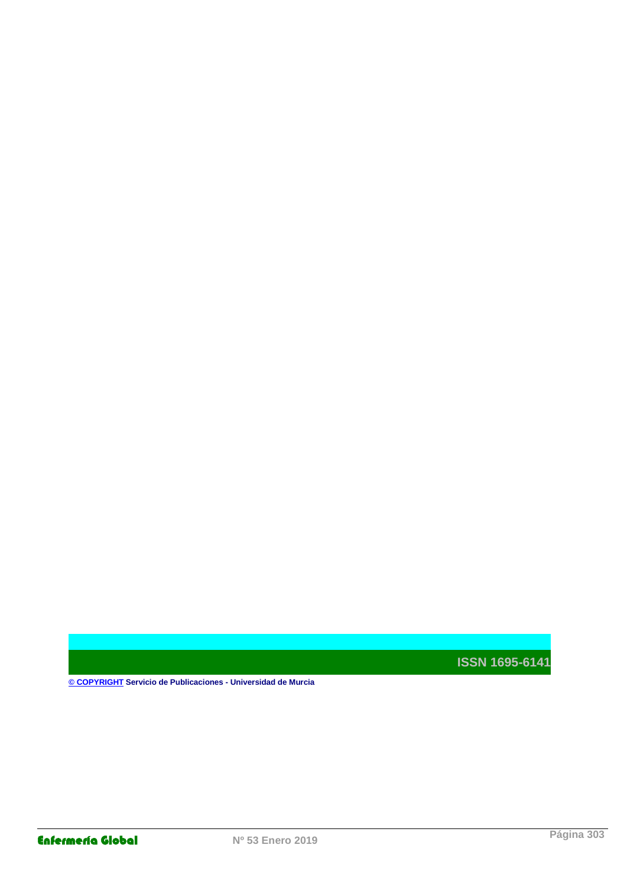ISSN 1695-6141

© COPYRIGHT Servicio de Publicaciones - Universidad de Murcia